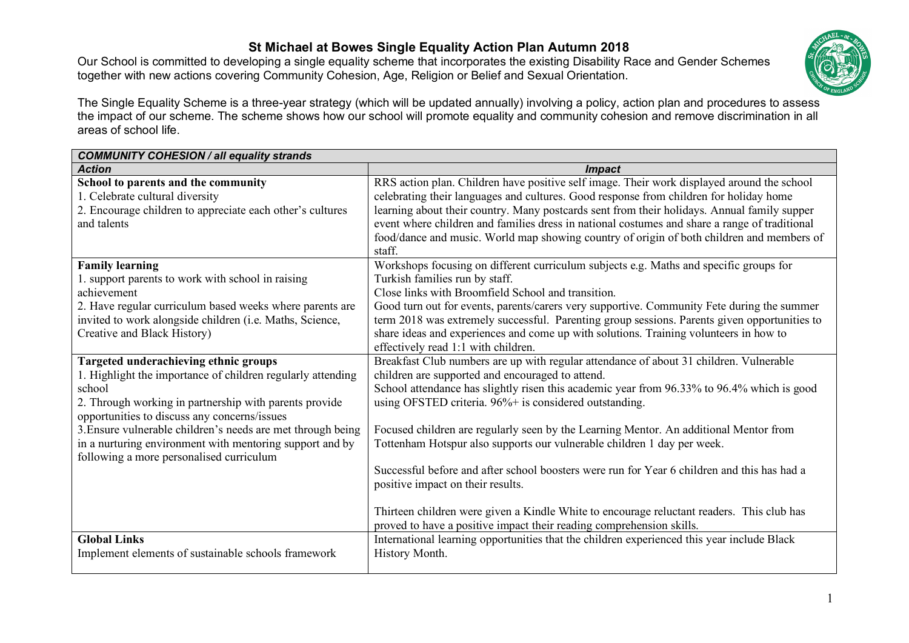# St Michael at Bowes Single Equality Action Plan Autumn 2018

Our School is committed to developing a single equality scheme that incorporates the existing Disability Race and Gender Schemes together with new actions covering Community Cohesion, Age, Religion or Belief and Sexual Orientation.

The Single Equality Scheme is a three-year strategy (which will be updated annually) involving a policy, action plan and procedures to assess the impact of our scheme. The scheme shows how our school will promote equality and community cohesion and remove discrimination in all areas of school life.

| ***COMMUNITY COHESION / all equality strands*** | |
|---|---|
| ***Action*** | ***Impact*** |
| **School to parents and the community**<br>1. Celebrate cultural diversity<br>2. Encourage children to appreciate each other's cultures and talents | RRS action plan. Children have positive self image. Their work displayed around the school celebrating their languages and cultures. Good response from children for holiday home learning about their country. Many postcards sent from their holidays. Annual family supper event where children and families dress in national costumes and share a range of traditional food/dance and music. World map showing country of origin of both children and members of staff. |
| **Family learning**<br>1. support parents to work with school in raising achievement<br>2. Have regular curriculum based weeks where parents are invited to work alongside children (i.e. Maths, Science, Creative and Black History) | Workshops focusing on different curriculum subjects e.g. Maths and specific groups for Turkish families run by staff.<br>Close links with Broomfield School and transition.<br>Good turn out for events, parents/carers very supportive. Community Fete during the summer term 2018 was extremely successful. Parenting group sessions. Parents given opportunities to share ideas and experiences and come up with solutions. Training volunteers in how to effectively read 1:1 with children. |
| **Targeted underachieving ethnic groups**<br>1. Highlight the importance of children regularly attending school<br>2. Through working in partnership with parents provide opportunities to discuss any concerns/issues<br>3.Ensure vulnerable children's needs are met through being in a nurturing environment with mentoring support and by following a more personalised curriculum | Breakfast Club numbers are up with regular attendance of about 31 children. Vulnerable children are supported and encouraged to attend.<br>School attendance has slightly risen this academic year from 96.33% to 96.4% which is good using OFSTED criteria. 96%+ is considered outstanding.<br><br>Focused children are regularly seen by the Learning Mentor. An additional Mentor from Tottenham Hotspur also supports our vulnerable children 1 day per week.<br><br>Successful before and after school boosters were run for Year 6 children and this has had a positive impact on their results.<br><br>Thirteen children were given a Kindle White to encourage reluctant readers. This club has proved to have a positive impact their reading comprehension skills. |
| **Global Links**<br>Implement elements of sustainable schools framework | International learning opportunities that the children experienced this year include Black History Month. |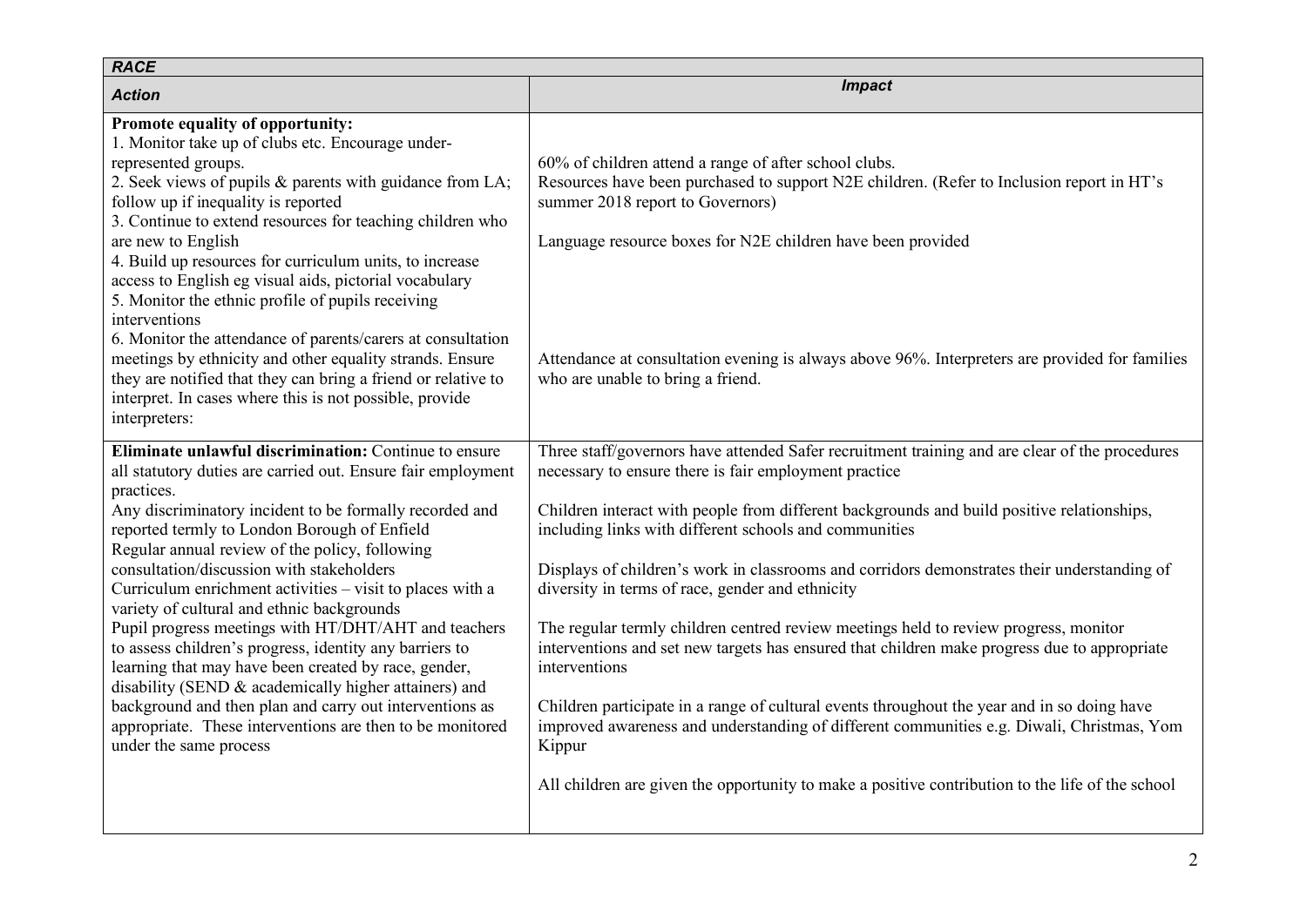| *RACE* | |
|---|---|
| ***Action*** | ***Impact*** |
| **Promote equality of opportunity:**<br>1. Monitor take up of clubs etc. Encourage under-represented groups.<br>2. Seek views of pupils & parents with guidance from LA; follow up if inequality is reported<br>3. Continue to extend resources for teaching children who are new to English<br>4. Build up resources for curriculum units, to increase access to English eg visual aids, pictorial vocabulary<br>5. Monitor the ethnic profile of pupils receiving interventions<br>6. Monitor the attendance of parents/carers at consultation meetings by ethnicity and other equality strands. Ensure they are notified that they can bring a friend or relative to interpret. In cases where this is not possible, provide interpreters: | 60% of children attend a range of after school clubs.<br>Resources have been purchased to support N2E children. (Refer to Inclusion report in HT's summer 2018 report to Governors)<br><br>Language resource boxes for N2E children have been provided<br><br>Attendance at consultation evening is always above 96%. Interpreters are provided for families who are unable to bring a friend. |
| **Eliminate unlawful discrimination:** Continue to ensure all statutory duties are carried out. Ensure fair employment practices.<br>Any discriminatory incident to be formally recorded and reported termly to London Borough of Enfield<br>Regular annual review of the policy, following consultation/discussion with stakeholders<br>Curriculum enrichment activities – visit to places with a variety of cultural and ethnic backgrounds<br>Pupil progress meetings with HT/DHT/AHT and teachers to assess children's progress, identity any barriers to learning that may have been created by race, gender, disability (SEND & academically higher attainers) and background and then plan and carry out interventions as appropriate. These interventions are then to be monitored under the same process | Three staff/governors have attended Safer recruitment training and are clear of the procedures necessary to ensure there is fair employment practice<br><br>Children interact with people from different backgrounds and build positive relationships, including links with different schools and communities<br><br>Displays of children's work in classrooms and corridors demonstrates their understanding of diversity in terms of race, gender and ethnicity<br><br>The regular termly children centred review meetings held to review progress, monitor interventions and set new targets has ensured that children make progress due to appropriate interventions<br><br>Children participate in a range of cultural events throughout the year and in so doing have improved awareness and understanding of different communities e.g. Diwali, Christmas, Yom Kippur<br><br>All children are given the opportunity to make a positive contribution to the life of the school |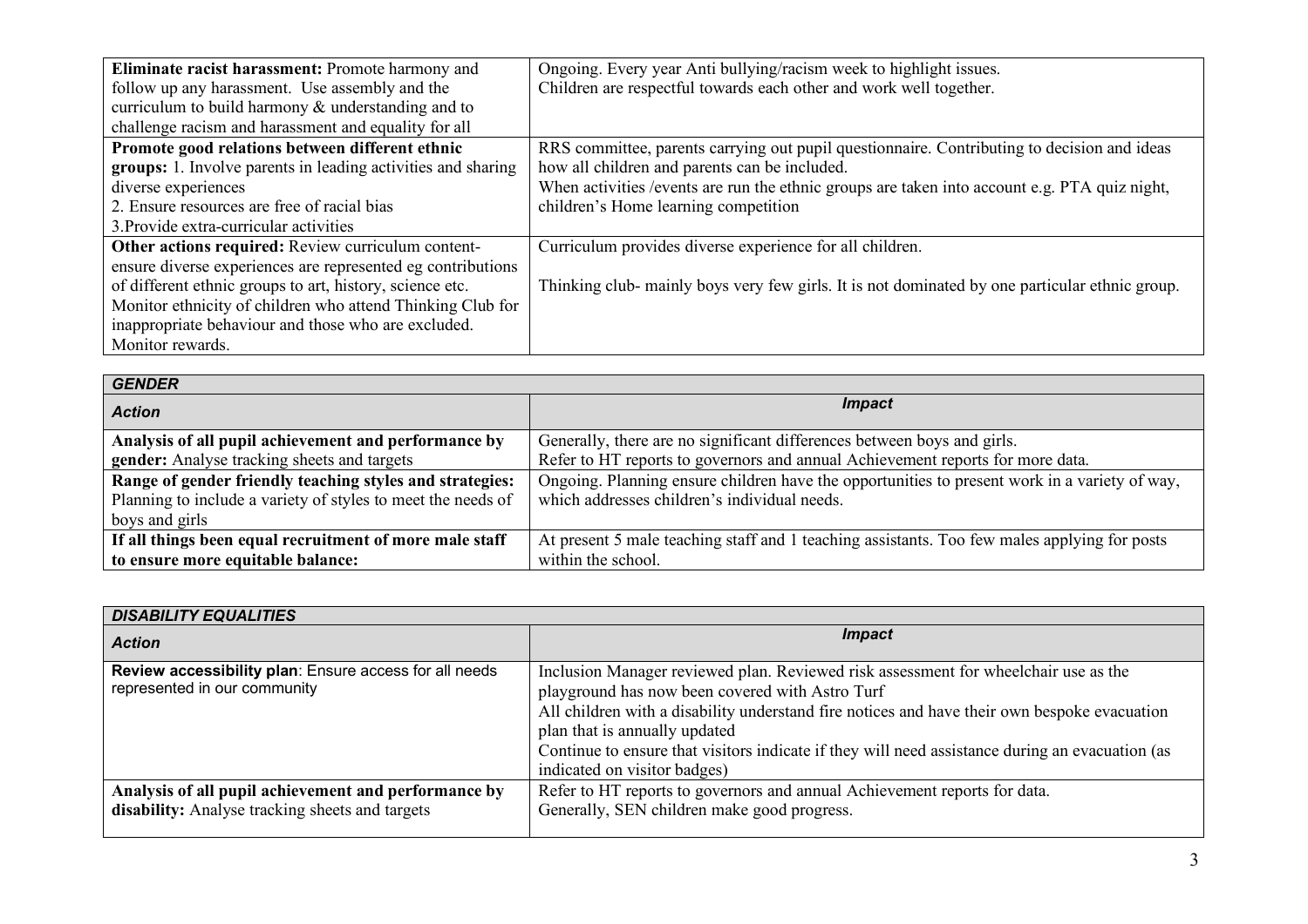| | |
|---|---|
| **Eliminate racist harassment:** Promote harmony and follow up any harassment. Use assembly and the curriculum to build harmony & understanding and to challenge racism and harassment and equality for all | Ongoing. Every year Anti bullying/racism week to highlight issues.<br>Children are respectful towards each other and work well together. |
| **Promote good relations between different ethnic groups:** 1. Involve parents in leading activities and sharing diverse experiences<br>2. Ensure resources are free of racial bias<br>3.Provide extra-curricular activities | RRS committee, parents carrying out pupil questionnaire. Contributing to decision and ideas how all children and parents can be included.<br>When activities /events are run the ethnic groups are taken into account e.g. PTA quiz night, children's Home learning competition |
| **Other actions required:** Review curriculum content- ensure diverse experiences are represented eg contributions of different ethnic groups to art, history, science etc. Monitor ethnicity of children who attend Thinking Club for inappropriate behaviour and those who are excluded. Monitor rewards. | Curriculum provides diverse experience for all children.<br><br>Thinking club- mainly boys very few girls. It is not dominated by one particular ethnic group. |

| ***GENDER*** | |
|---|---|
| ***Action*** | ***Impact*** |
| **Analysis of all pupil achievement and performance by gender:** Analyse tracking sheets and targets | Generally, there are no significant differences between boys and girls.<br>Refer to HT reports to governors and annual Achievement reports for more data. |
| **Range of gender friendly teaching styles and strategies:** Planning to include a variety of styles to meet the needs of boys and girls | Ongoing. Planning ensure children have the opportunities to present work in a variety of way, which addresses children's individual needs. |
| **If all things been equal recruitment of more male staff to ensure more equitable balance:** | At present 5 male teaching staff and 1 teaching assistants. Too few males applying for posts within the school. |

| ***DISABILITY EQUALITIES*** | |
|---|---|
| ***Action*** | ***Impact*** |
| **Review accessibility plan**: Ensure access for all needs represented in our community | Inclusion Manager reviewed plan. Reviewed risk assessment for wheelchair use as the playground has now been covered with Astro Turf<br>All children with a disability understand fire notices and have their own bespoke evacuation plan that is annually updated<br>Continue to ensure that visitors indicate if they will need assistance during an evacuation (as indicated on visitor badges) |
| **Analysis of all pupil achievement and performance by disability:** Analyse tracking sheets and targets | Refer to HT reports to governors and annual Achievement reports for data.<br>Generally, SEN children make good progress. |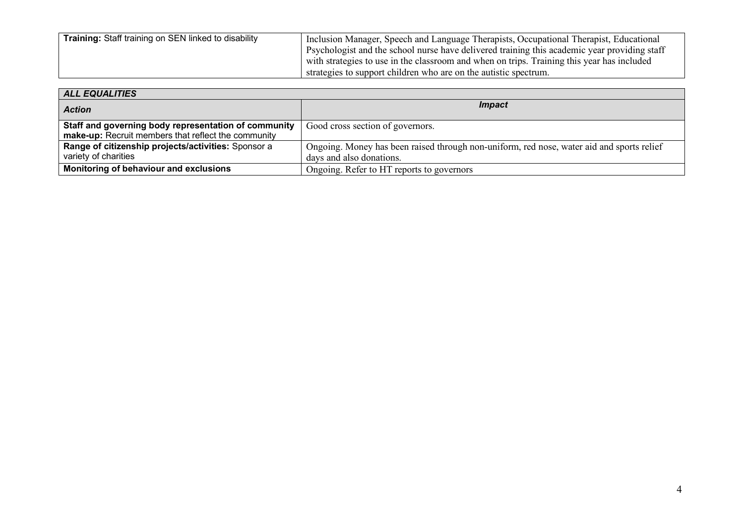| | |
|---|---|
| **Training:** Staff training on SEN linked to disability | Inclusion Manager, Speech and Language Therapists, Occupational Therapist, Educational Psychologist and the school nurse have delivered training this academic year providing staff with strategies to use in the classroom and when on trips. Training this year has included strategies to support children who are on the autistic spectrum. |

| ***ALL EQUALITIES*** | |
|---|---|
| ***Action*** | ***Impact*** |
| **Staff and governing body representation of community make-up:** Recruit members that reflect the community | Good cross section of governors. |
| **Range of citizenship projects/activities:** Sponsor a variety of charities | Ongoing. Money has been raised through non-uniform, red nose, water aid and sports relief days and also donations. |
| **Monitoring of behaviour and exclusions** | Ongoing. Refer to HT reports to governors |